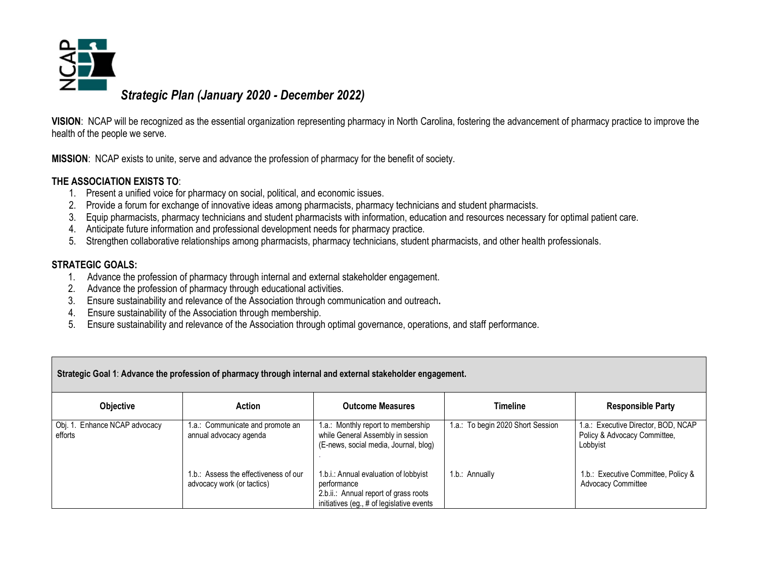# *Strategic Plan (January 2020 - December 2022)*

**VISION**: NCAP will be recognized as the essential organization representing pharmacy in North Carolina, fostering the advancement of pharmacy practice to improve the health of the people we serve.

**MISSION**: NCAP exists to unite, serve and advance the profession of pharmacy for the benefit of society.

**THE ASSOCIATION EXISTS TO**:

1. Present a unified voice for pharmacy on social, political, and economic issues.
2. Provide a forum for exchange of innovative ideas among pharmacists, pharmacy technicians and student pharmacists.
3. Equip pharmacists, pharmacy technicians and student pharmacists with information, education and resources necessary for optimal patient care.
4. Anticipate future information and professional development needs for pharmacy practice.
5. Strengthen collaborative relationships among pharmacists, pharmacy technicians, student pharmacists, and other health professionals.

**STRATEGIC GOALS:**

1. Advance the profession of pharmacy through internal and external stakeholder engagement.
2. Advance the profession of pharmacy through educational activities.
3. Ensure sustainability and relevance of the Association through communication and outreach**.**
4. Ensure sustainability of the Association through membership.
5. Ensure sustainability and relevance of the Association through optimal governance, operations, and staff performance.

| **Strategic Goal 1**: **Advance the profession of pharmacy through internal and external stakeholder engagement.** | | | | |
|---|---|---|---|---|
| **Objective** | **Action** | **Outcome Measures** | **Timeline** | **Responsible Party** |
| Obj. 1. Enhance NCAP advocacy efforts | 1.a.: Communicate and promote an annual advocacy agenda | 1.a.: Monthly report to membership while General Assembly in session (E-news, social media, Journal, blog) . | 1.a.: To begin 2020 Short Session | 1.a.: Executive Director, BOD, NCAP Policy & Advocacy Committee, Lobbyist |
| | 1.b.: Assess the effectiveness of our advocacy work (or tactics) | 1.b.i.: Annual evaluation of lobbyist performance<br>2.b.ii.: Annual report of grass roots initiatives (eg., # of legislative events | 1.b.: Annually | 1.b.: Executive Committee, Policy & Advocacy Committee |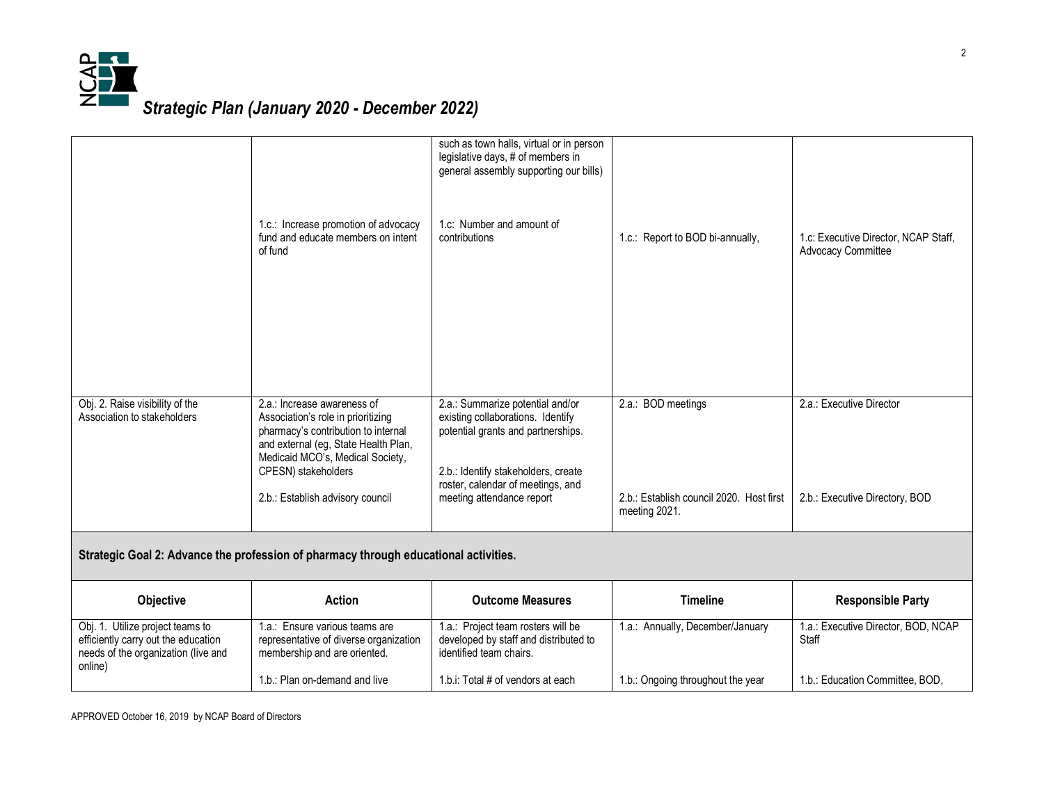## *Strategic Plan (January 2020 - December 2022)*

| | | | | |
|---|---|---|---|---|
| | | such as town halls, virtual or in person legislative days, # of members in general assembly supporting our bills) | | |
| | 1.c.: Increase promotion of advocacy fund and educate members on intent of fund | 1.c: Number and amount of contributions | 1.c.: Report to BOD bi-annually, | 1.c: Executive Director, NCAP Staff, Advocacy Committee |
| Obj. 2. Raise visibility of the Association to stakeholders | 2.a.: Increase awareness of Association's role in prioritizing pharmacy's contribution to internal and external (eg, State Health Plan, Medicaid MCO's, Medical Society, CPESN) stakeholders | 2.a.: Summarize potential and/or existing collaborations. Identify potential grants and partnerships. | 2.a.: BOD meetings | 2.a.: Executive Director |
| | 2.b.: Establish advisory council | 2.b.: Identify stakeholders, create roster, calendar of meetings, and meeting attendance report | 2.b.: Establish council 2020. Host first meeting 2021. | 2.b.: Executive Directory, BOD |

**Strategic Goal 2: Advance the profession of pharmacy through educational activities.**

| Objective | Action | Outcome Measures | Timeline | Responsible Party |
|---|---|---|---|---|
| Obj. 1. Utilize project teams to efficiently carry out the education needs of the organization (live and online) | 1.a.: Ensure various teams are representative of diverse organization membership and are oriented. | 1.a.: Project team rosters will be developed by staff and distributed to identified team chairs. | 1.a.: Annually, December/January | 1.a.: Executive Director, BOD, NCAP Staff |
| | 1.b.: Plan on-demand and live | 1.b.i: Total # of vendors at each | 1.b.: Ongoing throughout the year | 1.b.: Education Committee, BOD, |

APPROVED October 16, 2019 by NCAP Board of Directors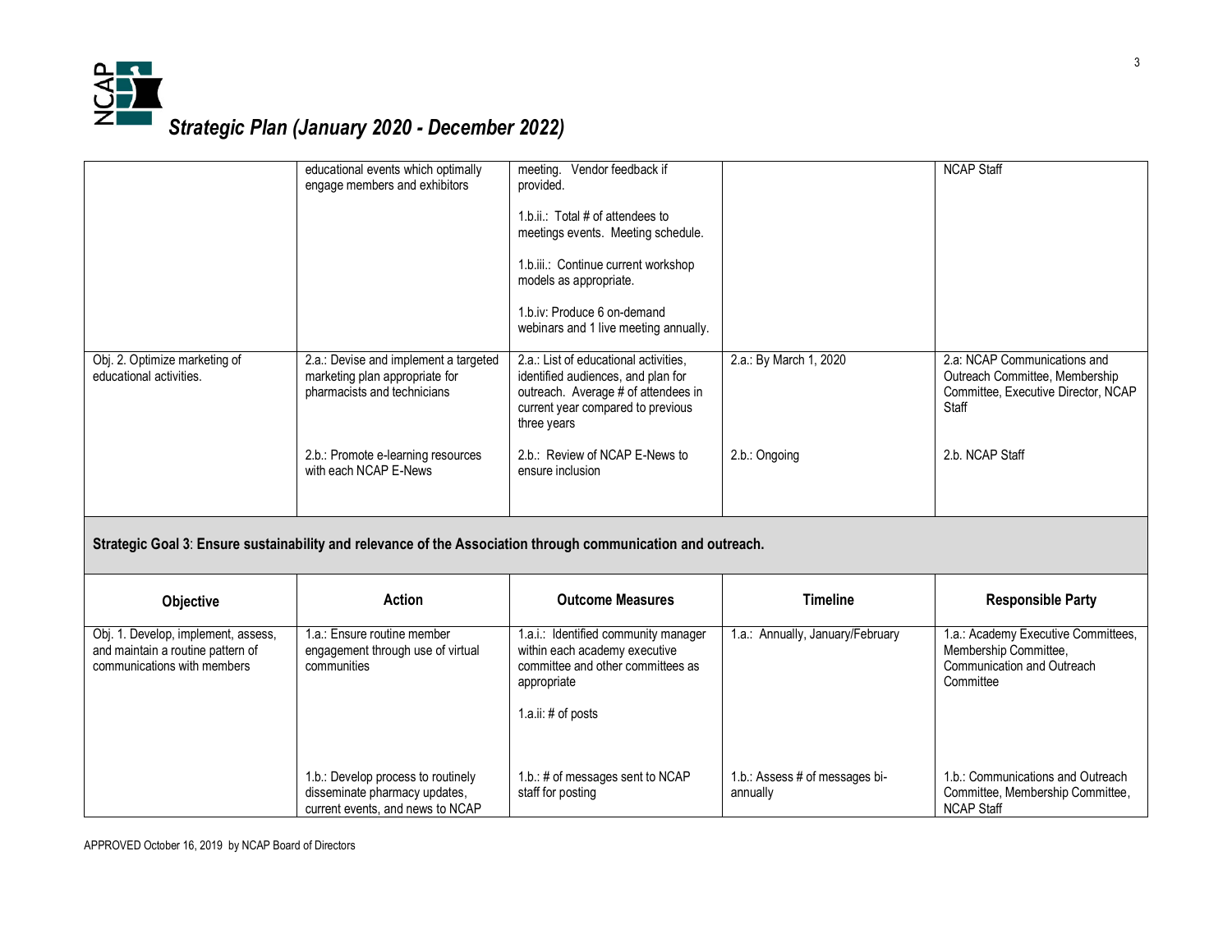# *Strategic Plan (January 2020 - December 2022)*

| Objective | Action | Outcome Measures | Timeline | Responsible Party |
|---|---|---|---|---|
| | educational events which optimally engage members and exhibitors | meeting. Vendor feedback if provided.<br><br>1.b.ii.: Total # of attendees to meetings events. Meeting schedule.<br><br>1.b.iii.: Continue current workshop models as appropriate.<br><br>1.b.iv: Produce 6 on-demand webinars and 1 live meeting annually. | | NCAP Staff |
| Obj. 2. Optimize marketing of educational activities. | 2.a.: Devise and implement a targeted marketing plan appropriate for pharmacists and technicians | 2.a.: List of educational activities, identified audiences, and plan for outreach. Average # of attendees in current year compared to previous three years | 2.a.: By March 1, 2020 | 2.a: NCAP Communications and Outreach Committee, Membership Committee, Executive Director, NCAP Staff |
| | 2.b.: Promote e-learning resources with each NCAP E-News | 2.b.: Review of NCAP E-News to ensure inclusion | 2.b.: Ongoing | 2.b. NCAP Staff |

**Strategic Goal 3**: **Ensure sustainability and relevance of the Association through communication and outreach.**

| Objective | Action | Outcome Measures | Timeline | Responsible Party |
|---|---|---|---|---|
| Obj. 1. Develop, implement, assess, and maintain a routine pattern of communications with members | 1.a.: Ensure routine member engagement through use of virtual communities | 1.a.i.: Identified community manager within each academy executive committee and other committees as appropriate<br><br>1.a.ii: # of posts | 1.a.: Annually, January/February | 1.a.: Academy Executive Committees, Membership Committee, Communication and Outreach Committee |
| | 1.b.: Develop process to routinely disseminate pharmacy updates, current events, and news to NCAP | 1.b.: # of messages sent to NCAP staff for posting | 1.b.: Assess # of messages bi-annually | 1.b.: Communications and Outreach Committee, Membership Committee, NCAP Staff |

APPROVED October 16, 2019 by NCAP Board of Directors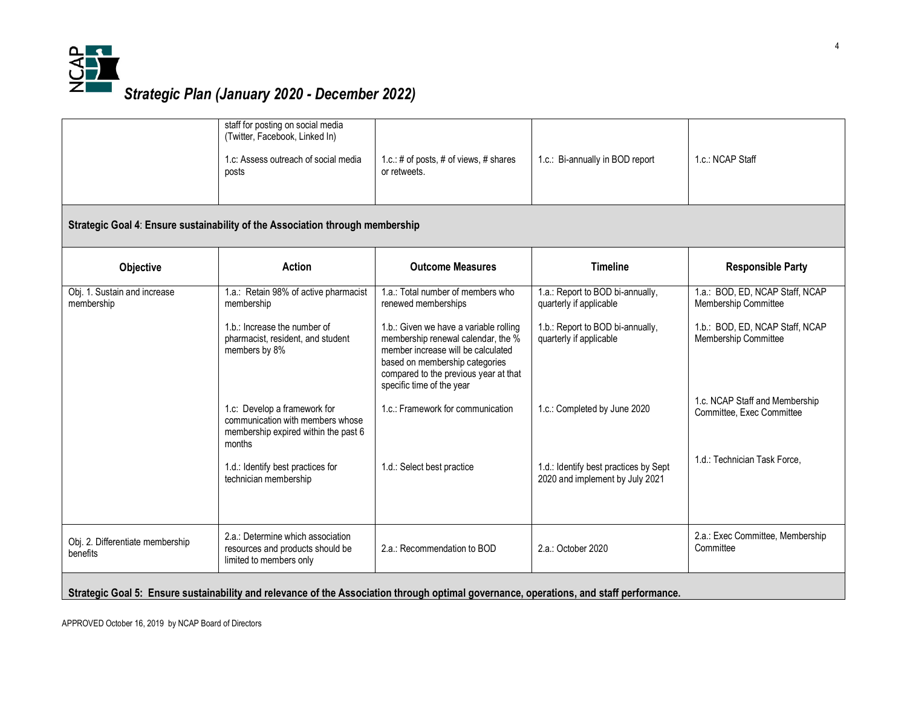*Strategic Plan (January 2020 - December 2022)*

| | | | | |
|---|---|---|---|---|
| | staff for posting on social media (Twitter, Facebook, Linked In)<br><br>1.c: Assess outreach of social media posts | 1.c.: # of posts, # of views, # shares or retweets. | 1.c.: Bi-annually in BOD report | 1.c.: NCAP Staff |

**Strategic Goal 4**: **Ensure sustainability of the Association through membership**

| Objective | Action | Outcome Measures | Timeline | Responsible Party |
|---|---|---|---|---|
| Obj. 1. Sustain and increase membership | 1.a.: Retain 98% of active pharmacist membership | 1.a.: Total number of members who renewed memberships | 1.a.: Report to BOD bi-annually, quarterly if applicable | 1.a.: BOD, ED, NCAP Staff, NCAP Membership Committee |
| | 1.b.: Increase the number of pharmacist, resident, and student members by 8% | 1.b.: Given we have a variable rolling membership renewal calendar, the % member increase will be calculated based on membership categories compared to the previous year at that specific time of the year | 1.b.: Report to BOD bi-annually, quarterly if applicable | 1.b.: BOD, ED, NCAP Staff, NCAP Membership Committee |
| | 1.c: Develop a framework for communication with members whose membership expired within the past 6 months | 1.c.: Framework for communication | 1.c.: Completed by June 2020 | 1.c. NCAP Staff and Membership Committee, Exec Committee |
| | 1.d.: Identify best practices for technician membership | 1.d.: Select best practice | 1.d.: Identify best practices by Sept 2020 and implement by July 2021 | 1.d.: Technician Task Force, |
| Obj. 2. Differentiate membership benefits | 2.a.: Determine which association resources and products should be limited to members only | 2.a.: Recommendation to BOD | 2.a.: October 2020 | 2.a.: Exec Committee, Membership Committee |

**Strategic Goal 5: Ensure sustainability and relevance of the Association through optimal governance, operations, and staff performance.**

APPROVED October 16, 2019 by NCAP Board of Directors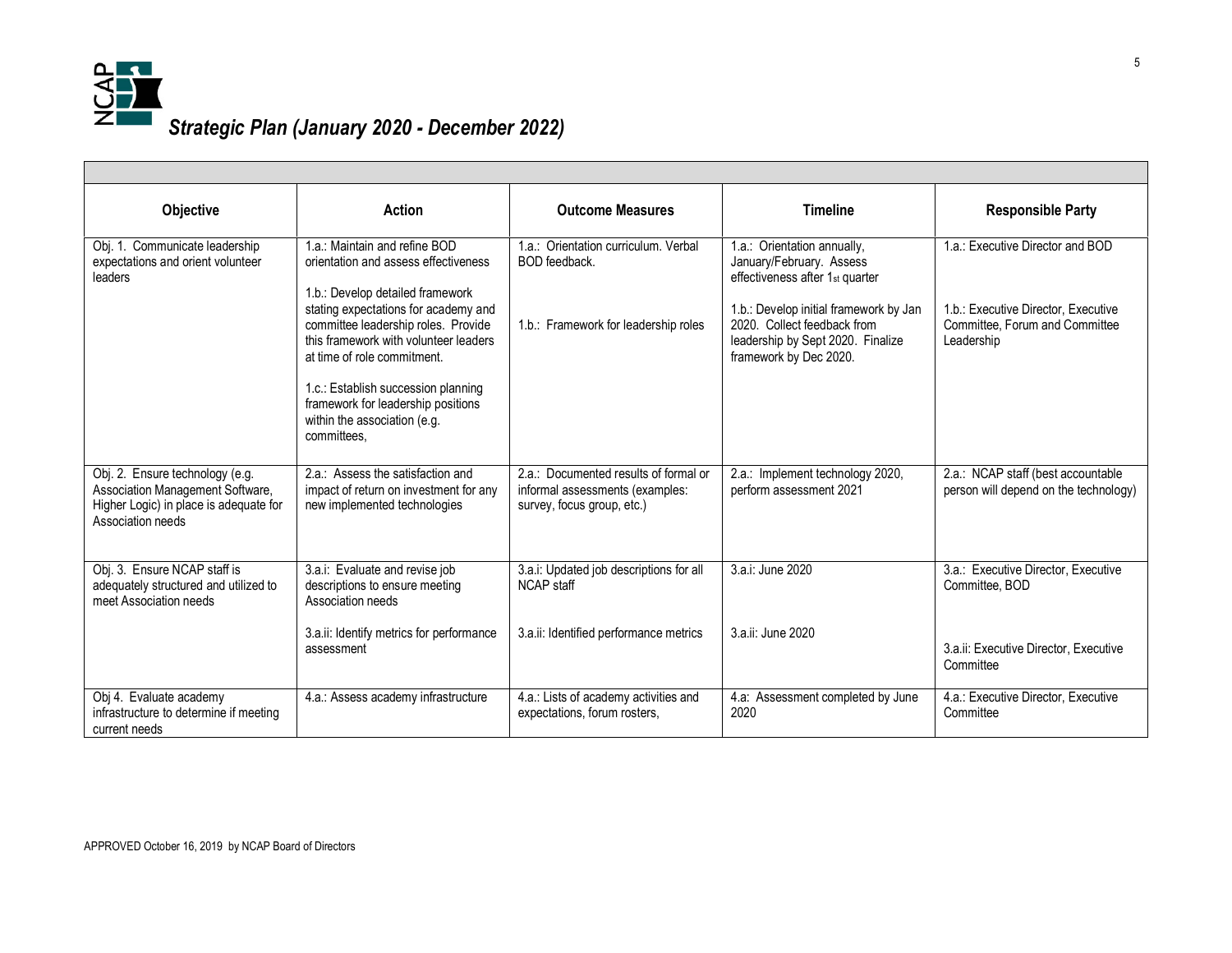## *Strategic Plan (January 2020 - December 2022)*

| Objective | Action | Outcome Measures | Timeline | Responsible Party |
|---|---|---|---|---|
| Obj. 1. Communicate leadership expectations and orient volunteer leaders | 1.a.: Maintain and refine BOD orientation and assess effectiveness<br><br>1.b.: Develop detailed framework stating expectations for academy and committee leadership roles. Provide this framework with volunteer leaders at time of role commitment.<br><br>1.c.: Establish succession planning framework for leadership positions within the association (e.g. committees, | 1.a.: Orientation curriculum. Verbal BOD feedback.<br><br>1.b.: Framework for leadership roles | 1.a.: Orientation annually, January/February. Assess effectiveness after 1st quarter<br><br>1.b.: Develop initial framework by Jan 2020. Collect feedback from leadership by Sept 2020. Finalize framework by Dec 2020. | 1.a.: Executive Director and BOD<br><br>1.b.: Executive Director, Executive Committee, Forum and Committee Leadership |
| Obj. 2. Ensure technology (e.g. Association Management Software, Higher Logic) in place is adequate for Association needs | 2.a.: Assess the satisfaction and impact of return on investment for any new implemented technologies | 2.a.: Documented results of formal or informal assessments (examples: survey, focus group, etc.) | 2.a.: Implement technology 2020, perform assessment 2021 | 2.a.: NCAP staff (best accountable person will depend on the technology) |
| Obj. 3. Ensure NCAP staff is adequately structured and utilized to meet Association needs | 3.a.i: Evaluate and revise job descriptions to ensure meeting Association needs<br><br>3.a.ii: Identify metrics for performance assessment | 3.a.i: Updated job descriptions for all NCAP staff<br><br>3.a.ii: Identified performance metrics | 3.a.i: June 2020<br><br>3.a.ii: June 2020 | 3.a.: Executive Director, Executive Committee, BOD<br><br>3.a.ii: Executive Director, Executive Committee |
| Obj 4. Evaluate academy infrastructure to determine if meeting current needs | 4.a.: Assess academy infrastructure | 4.a.: Lists of academy activities and expectations, forum rosters, | 4.a: Assessment completed by June 2020 | 4.a.: Executive Director, Executive Committee |

APPROVED October 16, 2019 by NCAP Board of Directors